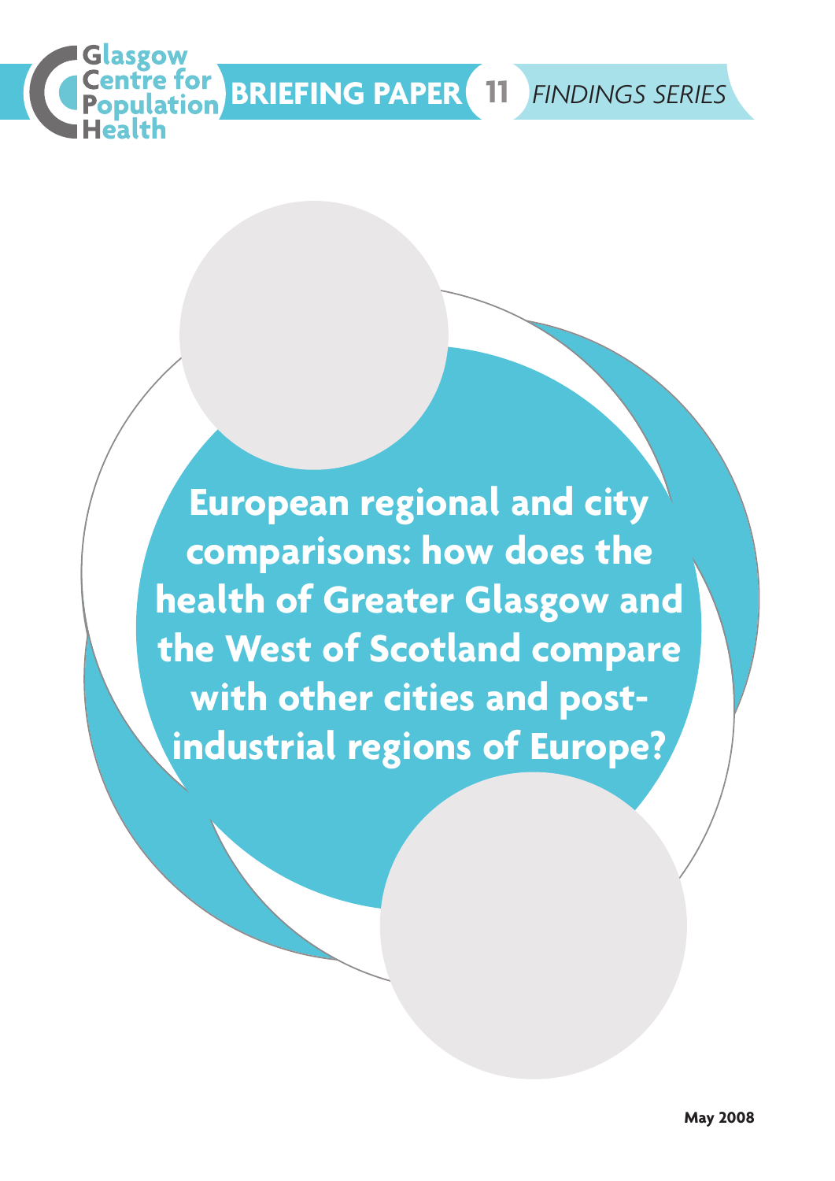Glasgow Centre for Population Health

BRIEFING PAPER 11 *FINDINGS SERIES*

# European regional and city comparisons: how does the health of Greater Glasgow and the West of Scotland compare with other cities and post-industrial regions of Europe?

**May 2008**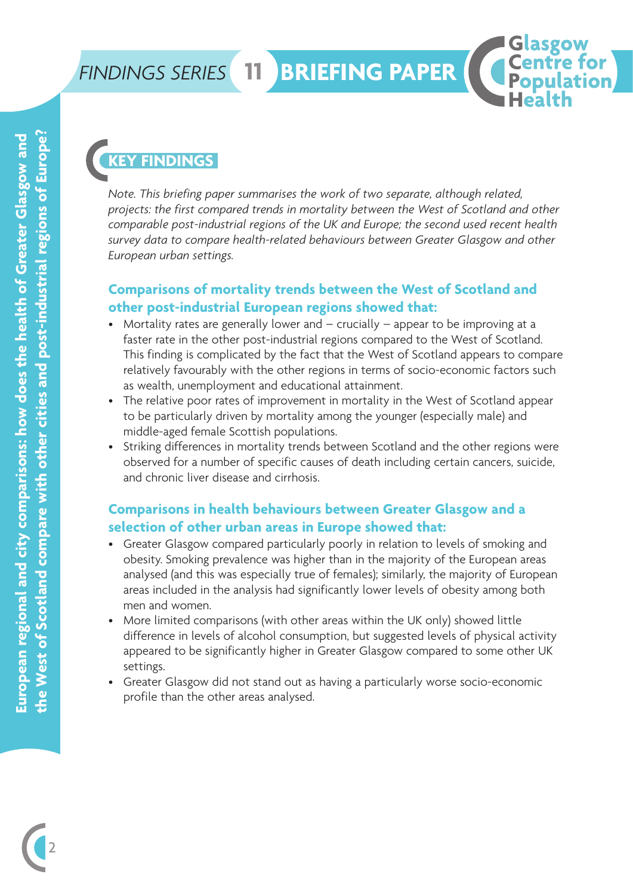## KEY FINDINGS

*Note. This briefing paper summarises the work of two separate, although related, projects: the first compared trends in mortality between the West of Scotland and other comparable post-industrial regions of the UK and Europe; the second used recent health survey data to compare health-related behaviours between Greater Glasgow and other European urban settings.*

### Comparisons of mortality trends between the West of Scotland and other post-industrial European regions showed that:

- Mortality rates are generally lower and – crucially – appear to be improving at a faster rate in the other post-industrial regions compared to the West of Scotland. This finding is complicated by the fact that the West of Scotland appears to compare relatively favourably with the other regions in terms of socio-economic factors such as wealth, unemployment and educational attainment.
- The relative poor rates of improvement in mortality in the West of Scotland appear to be particularly driven by mortality among the younger (especially male) and middle-aged female Scottish populations.
- Striking differences in mortality trends between Scotland and the other regions were observed for a number of specific causes of death including certain cancers, suicide, and chronic liver disease and cirrhosis.

### Comparisons in health behaviours between Greater Glasgow and a selection of other urban areas in Europe showed that:

- Greater Glasgow compared particularly poorly in relation to levels of smoking and obesity. Smoking prevalence was higher than in the majority of the European areas analysed (and this was especially true of females); similarly, the majority of European areas included in the analysis had significantly lower levels of obesity among both men and women.
- More limited comparisons (with other areas within the UK only) showed little difference in levels of alcohol consumption, but suggested levels of physical activity appeared to be significantly higher in Greater Glasgow compared to some other UK settings.
- Greater Glasgow did not stand out as having a particularly worse socio-economic profile than the other areas analysed.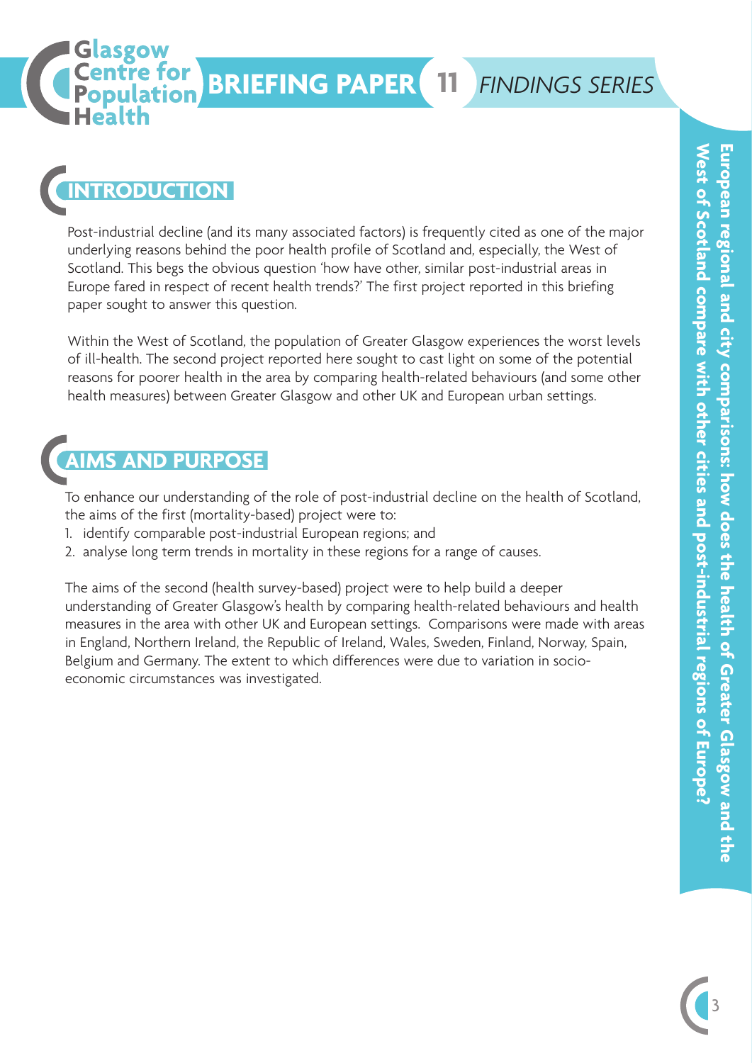## INTRODUCTION

Post-industrial decline (and its many associated factors) is frequently cited as one of the major underlying reasons behind the poor health profile of Scotland and, especially, the West of Scotland. This begs the obvious question 'how have other, similar post-industrial areas in Europe fared in respect of recent health trends?' The first project reported in this briefing paper sought to answer this question.

Within the West of Scotland, the population of Greater Glasgow experiences the worst levels of ill-health. The second project reported here sought to cast light on some of the potential reasons for poorer health in the area by comparing health-related behaviours (and some other health measures) between Greater Glasgow and other UK and European urban settings.

## AIMS AND PURPOSE

To enhance our understanding of the role of post-industrial decline on the health of Scotland, the aims of the first (mortality-based) project were to:

1. identify comparable post-industrial European regions; and
2. analyse long term trends in mortality in these regions for a range of causes.

The aims of the second (health survey-based) project were to help build a deeper understanding of Greater Glasgow's health by comparing health-related behaviours and health measures in the area with other UK and European settings. Comparisons were made with areas in England, Northern Ireland, the Republic of Ireland, Wales, Sweden, Finland, Norway, Spain, Belgium and Germany. The extent to which differences were due to variation in socio-economic circumstances was investigated.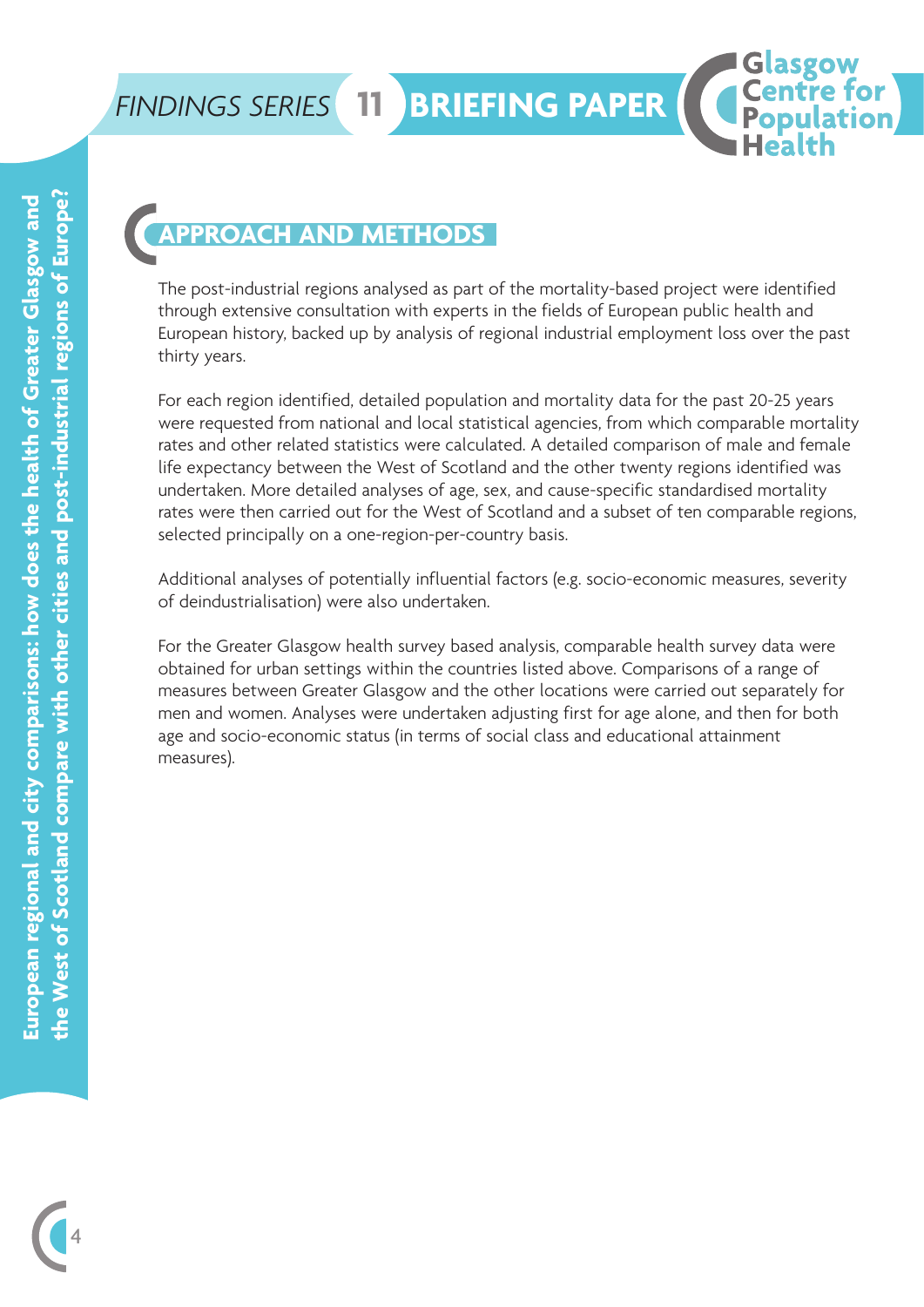## APPROACH AND METHODS

The post-industrial regions analysed as part of the mortality-based project were identified through extensive consultation with experts in the fields of European public health and European history, backed up by analysis of regional industrial employment loss over the past thirty years.

For each region identified, detailed population and mortality data for the past 20-25 years were requested from national and local statistical agencies, from which comparable mortality rates and other related statistics were calculated. A detailed comparison of male and female life expectancy between the West of Scotland and the other twenty regions identified was undertaken. More detailed analyses of age, sex, and cause-specific standardised mortality rates were then carried out for the West of Scotland and a subset of ten comparable regions, selected principally on a one-region-per-country basis.

Additional analyses of potentially influential factors (e.g. socio-economic measures, severity of deindustrialisation) were also undertaken.

For the Greater Glasgow health survey based analysis, comparable health survey data were obtained for urban settings within the countries listed above. Comparisons of a range of measures between Greater Glasgow and the other locations were carried out separately for men and women. Analyses were undertaken adjusting first for age alone, and then for both age and socio-economic status (in terms of social class and educational attainment measures).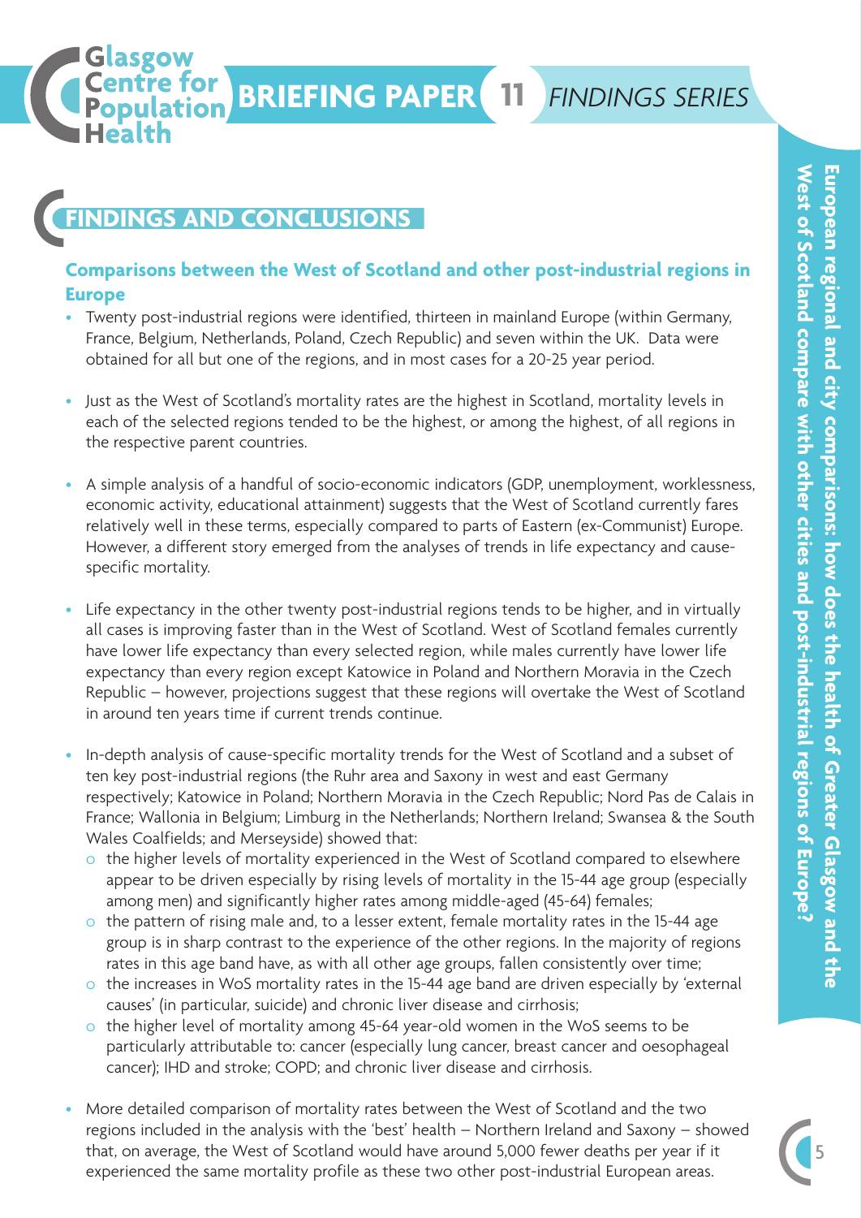# FINDINGS AND CONCLUSIONS

## Comparisons between the West of Scotland and other post-industrial regions in Europe

- Twenty post-industrial regions were identified, thirteen in mainland Europe (within Germany, France, Belgium, Netherlands, Poland, Czech Republic) and seven within the UK. Data were obtained for all but one of the regions, and in most cases for a 20-25 year period.
- Just as the West of Scotland's mortality rates are the highest in Scotland, mortality levels in each of the selected regions tended to be the highest, or among the highest, of all regions in the respective parent countries.
- A simple analysis of a handful of socio-economic indicators (GDP, unemployment, worklessness, economic activity, educational attainment) suggests that the West of Scotland currently fares relatively well in these terms, especially compared to parts of Eastern (ex-Communist) Europe. However, a different story emerged from the analyses of trends in life expectancy and cause-specific mortality.
- Life expectancy in the other twenty post-industrial regions tends to be higher, and in virtually all cases is improving faster than in the West of Scotland. West of Scotland females currently have lower life expectancy than every selected region, while males currently have lower life expectancy than every region except Katowice in Poland and Northern Moravia in the Czech Republic – however, projections suggest that these regions will overtake the West of Scotland in around ten years time if current trends continue.
- In-depth analysis of cause-specific mortality trends for the West of Scotland and a subset of ten key post-industrial regions (the Ruhr area and Saxony in west and east Germany respectively; Katowice in Poland; Northern Moravia in the Czech Republic; Nord Pas de Calais in France; Wallonia in Belgium; Limburg in the Netherlands; Northern Ireland; Swansea & the South Wales Coalfields; and Merseyside) showed that:
  - the higher levels of mortality experienced in the West of Scotland compared to elsewhere appear to be driven especially by rising levels of mortality in the 15-44 age group (especially among men) and significantly higher rates among middle-aged (45-64) females;
  - the pattern of rising male and, to a lesser extent, female mortality rates in the 15-44 age group is in sharp contrast to the experience of the other regions. In the majority of regions rates in this age band have, as with all other age groups, fallen consistently over time;
  - the increases in WoS mortality rates in the 15-44 age band are driven especially by 'external causes' (in particular, suicide) and chronic liver disease and cirrhosis;
  - the higher level of mortality among 45-64 year-old women in the WoS seems to be particularly attributable to: cancer (especially lung cancer, breast cancer and oesophageal cancer); IHD and stroke; COPD; and chronic liver disease and cirrhosis.
- More detailed comparison of mortality rates between the West of Scotland and the two regions included in the analysis with the 'best' health – Northern Ireland and Saxony – showed that, on average, the West of Scotland would have around 5,000 fewer deaths per year if it experienced the same mortality profile as these two other post-industrial European areas.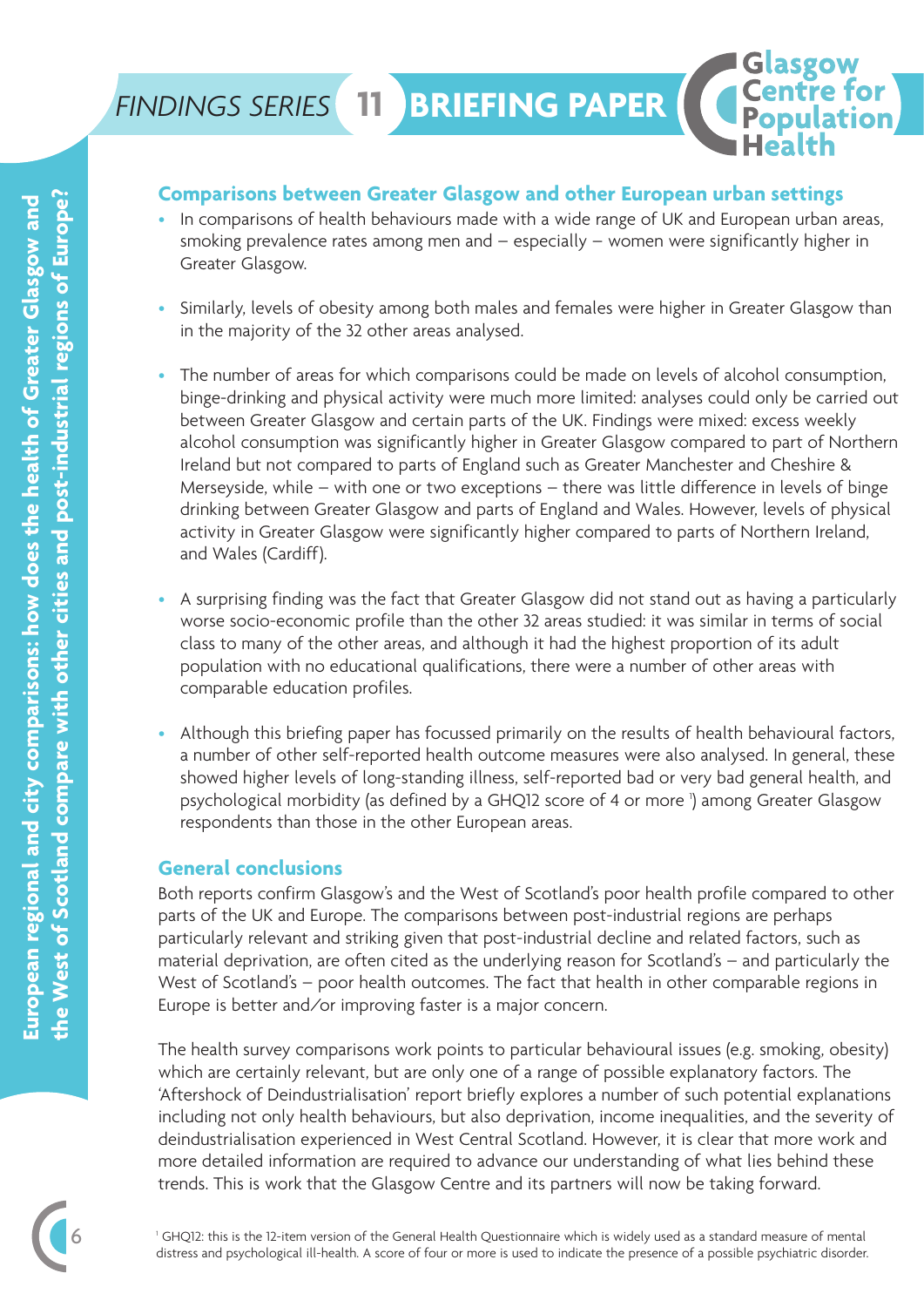## Comparisons between Greater Glasgow and other European urban settings

- In comparisons of health behaviours made with a wide range of UK and European urban areas, smoking prevalence rates among men and – especially – women were significantly higher in Greater Glasgow.
- Similarly, levels of obesity among both males and females were higher in Greater Glasgow than in the majority of the 32 other areas analysed.
- The number of areas for which comparisons could be made on levels of alcohol consumption, binge-drinking and physical activity were much more limited: analyses could only be carried out between Greater Glasgow and certain parts of the UK. Findings were mixed: excess weekly alcohol consumption was significantly higher in Greater Glasgow compared to part of Northern Ireland but not compared to parts of England such as Greater Manchester and Cheshire & Merseyside, while – with one or two exceptions – there was little difference in levels of binge drinking between Greater Glasgow and parts of England and Wales. However, levels of physical activity in Greater Glasgow were significantly higher compared to parts of Northern Ireland, and Wales (Cardiff).
- A surprising finding was the fact that Greater Glasgow did not stand out as having a particularly worse socio-economic profile than the other 32 areas studied: it was similar in terms of social class to many of the other areas, and although it had the highest proportion of its adult population with no educational qualifications, there were a number of other areas with comparable education profiles.
- Although this briefing paper has focussed primarily on the results of health behavioural factors, a number of other self-reported health outcome measures were also analysed. In general, these showed higher levels of long-standing illness, self-reported bad or very bad general health, and psychological morbidity (as defined by a GHQ12 score of 4 or more [1]) among Greater Glasgow respondents than those in the other European areas.

## General conclusions

Both reports confirm Glasgow's and the West of Scotland's poor health profile compared to other parts of the UK and Europe. The comparisons between post-industrial regions are perhaps particularly relevant and striking given that post-industrial decline and related factors, such as material deprivation, are often cited as the underlying reason for Scotland's – and particularly the West of Scotland's – poor health outcomes. The fact that health in other comparable regions in Europe is better and/or improving faster is a major concern.

The health survey comparisons work points to particular behavioural issues (e.g. smoking, obesity) which are certainly relevant, but are only one of a range of possible explanatory factors. The 'Aftershock of Deindustrialisation' report briefly explores a number of such potential explanations including not only health behaviours, but also deprivation, income inequalities, and the severity of deindustrialisation experienced in West Central Scotland. However, it is clear that more work and more detailed information are required to advance our understanding of what lies behind these trends. This is work that the Glasgow Centre and its partners will now be taking forward.

[1] GHQ12: this is the 12-item version of the General Health Questionnaire which is widely used as a standard measure of mental distress and psychological ill-health. A score of four or more is used to indicate the presence of a possible psychiatric disorder.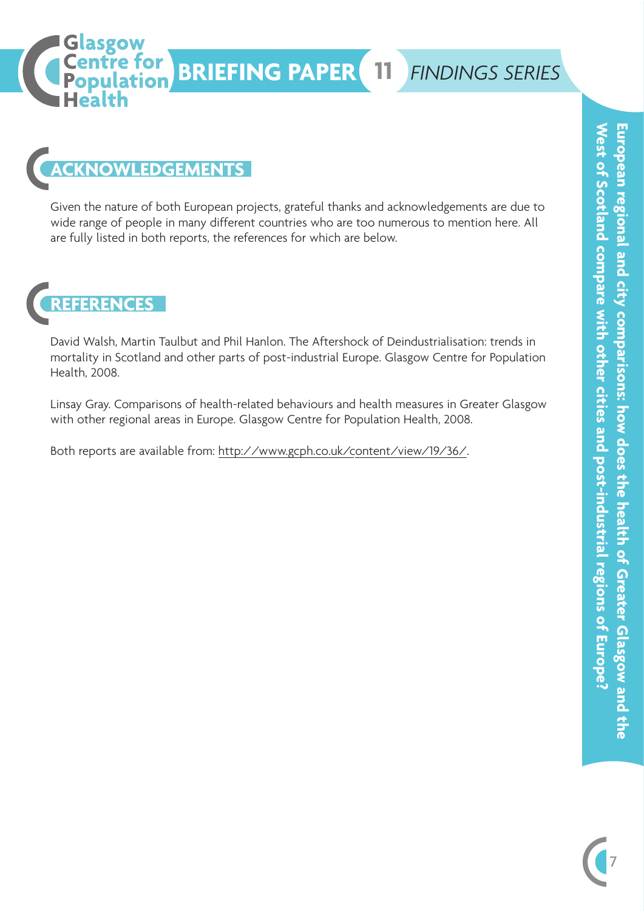## ACKNOWLEDGEMENTS

Given the nature of both European projects, grateful thanks and acknowledgements are due to wide range of people in many different countries who are too numerous to mention here. All are fully listed in both reports, the references for which are below.

## REFERENCES

David Walsh, Martin Taulbut and Phil Hanlon. The Aftershock of Deindustrialisation: trends in mortality in Scotland and other parts of post-industrial Europe. Glasgow Centre for Population Health, 2008.

Linsay Gray. Comparisons of health-related behaviours and health measures in Greater Glasgow with other regional areas in Europe. Glasgow Centre for Population Health, 2008.

Both reports are available from: http://www.gcph.co.uk/content/view/19/36/.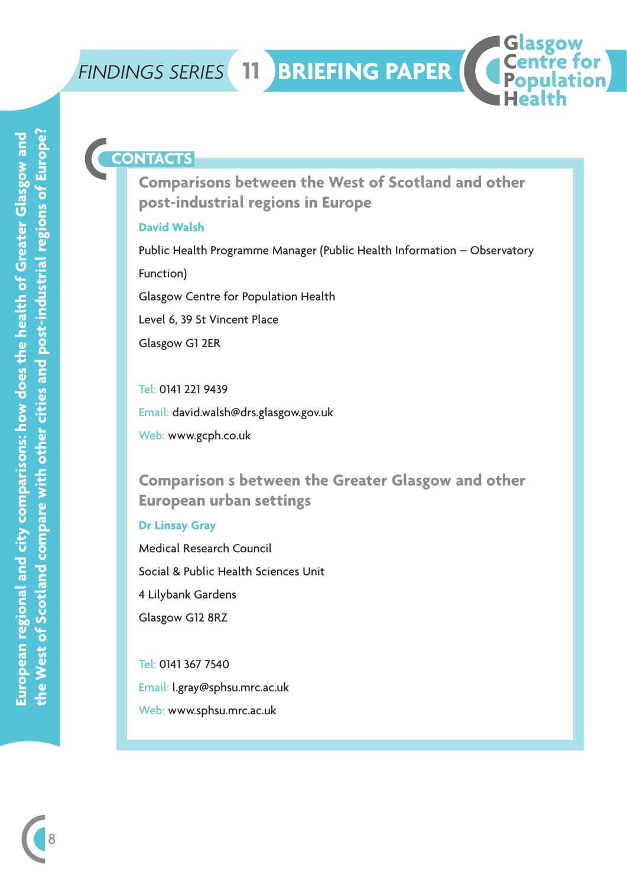## CONTACTS

### Comparisons between the West of Scotland and other post-industrial regions in Europe

**David Walsh**

Public Health Programme Manager (Public Health Information – Observatory Function)

Glasgow Centre for Population Health

Level 6, 39 St Vincent Place

Glasgow G1 2ER

Tel: 0141 221 9439

Email: david.walsh@drs.glasgow.gov.uk

Web: www.gcph.co.uk

### Comparison s between the Greater Glasgow and other European urban settings

**Dr Linsay Gray**

Medical Research Council

Social & Public Health Sciences Unit

4 Lilybank Gardens

Glasgow G12 8RZ

Tel: 0141 367 7540

Email: l.gray@sphsu.mrc.ac.uk

Web: www.sphsu.mrc.ac.uk